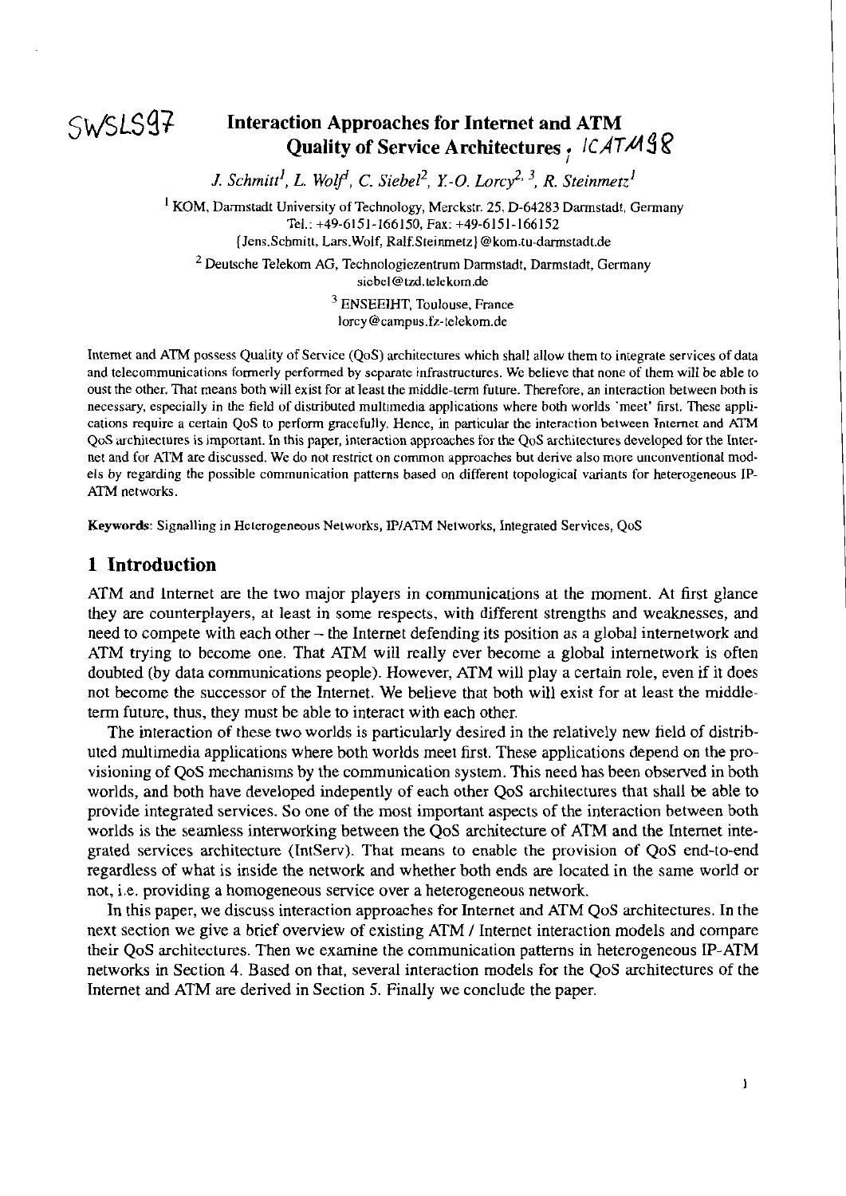SWSLS97

# Interaction Approaches for Internet and ATM Quality of Service Architectures ; ICATM98

*J. Schmitt[1], L. Wolf[1], C. Siebel[2], Y.-O. Lorcy[2, 3], R. Steinmetz[1]*

[1] KOM, Darmstadt University of Technology, Merckstr. 25, D-64283 Darmstadt, Germany
Tel.: +49-6151-166150, Fax: +49-6151-166152
{Jens.Schmitt, Lars.Wolf, Ralf.Steinmetz}@kom.tu-darmstadt.de

[2] Deutsche Telekom AG, Technologiezentrum Darmstadt, Darmstadt, Germany
siebel@tzd.telekom.de

[3] ENSEEIHT, Toulouse, France
lorcy@campus.fz-telekom.de

Internet and ATM possess Quality of Service (QoS) architectures which shall allow them to integrate services of data and telecommunications formerly performed by separate infrastructures. We believe that none of them will be able to oust the other. That means both will exist for at least the middle-term future. Therefore, an interaction between both is necessary, especially in the field of distributed multimedia applications where both worlds 'meet' first. These applications require a certain QoS to perform gracefully. Hence, in particular the interaction between Internet and ATM QoS architectures is important. In this paper, interaction approaches for the QoS architectures developed for the Internet and for ATM are discussed. We do not restrict on common approaches but derive also more unconventional models by regarding the possible communication patterns based on different topological variants for heterogeneous IP-ATM networks.

**Keywords**: Signalling in Heterogeneous Networks, IP/ATM Networks, Integrated Services, QoS

## 1 Introduction

ATM and Internet are the two major players in communications at the moment. At first glance they are counterplayers, at least in some respects, with different strengths and weaknesses, and need to compete with each other – the Internet defending its position as a global internetwork and ATM trying to become one. That ATM will really ever become a global internetwork is often doubted (by data communications people). However, ATM will play a certain role, even if it does not become the successor of the Internet. We believe that both will exist for at least the middle-term future, thus, they must be able to interact with each other.

The interaction of these two worlds is particularly desired in the relatively new field of distributed multimedia applications where both worlds meet first. These applications depend on the provisioning of QoS mechanisms by the communication system. This need has been observed in both worlds, and both have developed indepently of each other QoS architectures that shall be able to provide integrated services. So one of the most important aspects of the interaction between both worlds is the seamless interworking between the QoS architecture of ATM and the Internet integrated services architecture (IntServ). That means to enable the provision of QoS end-to-end regardless of what is inside the network and whether both ends are located in the same world or not, i.e. providing a homogeneous service over a heterogeneous network.

In this paper, we discuss interaction approaches for Internet and ATM QoS architectures. In the next section we give a brief overview of existing ATM / Internet interaction models and compare their QoS architectures. Then we examine the communication patterns in heterogeneous IP-ATM networks in Section 4. Based on that, several interaction models for the QoS architectures of the Internet and ATM are derived in Section 5. Finally we conclude the paper.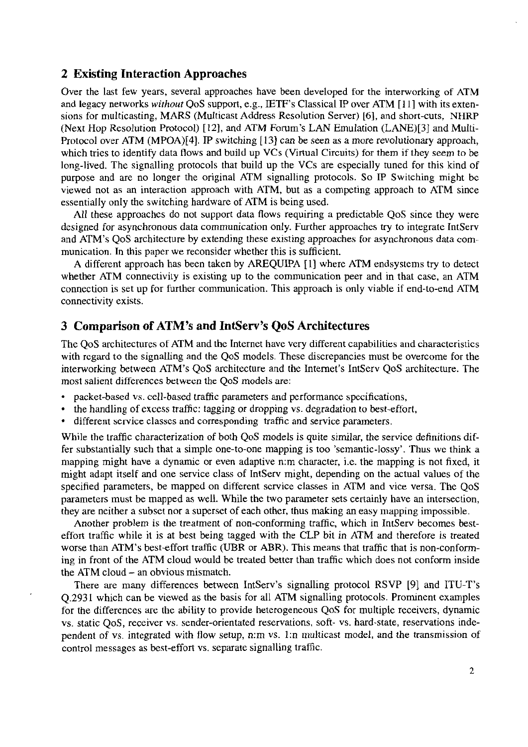## 2 Existing Interaction Approaches

Over the last few years, several approaches have been developed for the interworking of ATM and legacy networks *without* QoS support, e.g., IETF's Classical IP over ATM [11] with its extensions for multicasting, MARS (Multicast Address Resolution Server) [6], and short-cuts, NHRP (Next Hop Resolution Protocol) [12], and ATM Forum's LAN Emulation (LANE)[3] and Multi-Protocol over ATM (MPOA)[4]. IP switching [13] can be seen as a more revolutionary approach, which tries to identify data flows and build up VCs (Virtual Circuits) for them if they seem to be long-lived. The signalling protocols that build up the VCs are especially tuned for this kind of purpose and are no longer the original ATM signalling protocols. So IP Switching might be viewed not as an interaction approach with ATM, but as a competing approach to ATM since essentially only the switching hardware of ATM is being used.

All these approaches do not support data flows requiring a predictable QoS since they were designed for asynchronous data communication only. Further approaches try to integrate IntServ and ATM's QoS architecture by extending these existing approaches for asynchronous data communication. In this paper we reconsider whether this is sufficient.

A different approach has been taken by AREQUIPA [1] where ATM endsystems try to detect whether ATM connectivity is existing up to the communication peer and in that case, an ATM connection is set up for further communication. This approach is only viable if end-to-end ATM connectivity exists.

## 3 Comparison of ATM's and IntServ's QoS Architectures

The QoS architectures of ATM and the Internet have very different capabilities and characteristics with regard to the signalling and the QoS models. These discrepancies must be overcome for the interworking between ATM's QoS architecture and the Internet's IntServ QoS architecture. The most salient differences between the QoS models are:

- packet-based vs. cell-based traffic parameters and performance specifications,
- the handling of excess traffic: tagging or dropping vs. degradation to best-effort,
- different service classes and corresponding traffic and service parameters.

While the traffic characterization of both QoS models is quite similar, the service definitions differ substantially such that a simple one-to-one mapping is too 'semantic-lossy'. Thus we think a mapping might have a dynamic or even adaptive n:m character, i.e. the mapping is not fixed, it might adapt itself and one service class of IntServ might, depending on the actual values of the specified parameters, be mapped on different service classes in ATM and vice versa. The QoS parameters must be mapped as well. While the two parameter sets certainly have an intersection, they are neither a subset nor a superset of each other, thus making an easy mapping impossible.

Another problem is the treatment of non-conforming traffic, which in IntServ becomes best-effort traffic while it is at best being tagged with the CLP bit in ATM and therefore is treated worse than ATM's best-effort traffic (UBR or ABR). This means that traffic that is non-conforming in front of the ATM cloud would be treated better than traffic which does not conform inside the ATM cloud – an obvious mismatch.

There are many differences between IntServ's signalling protocol RSVP [9] and ITU-T's Q.2931 which can be viewed as the basis for all ATM signalling protocols. Prominent examples for the differences are the ability to provide heterogeneous QoS for multiple receivers, dynamic vs. static QoS, receiver vs. sender-orientated reservations, soft- vs. hard-state, reservations independent of vs. integrated with flow setup, n:m vs. 1:n multicast model, and the transmission of control messages as best-effort vs. separate signalling traffic.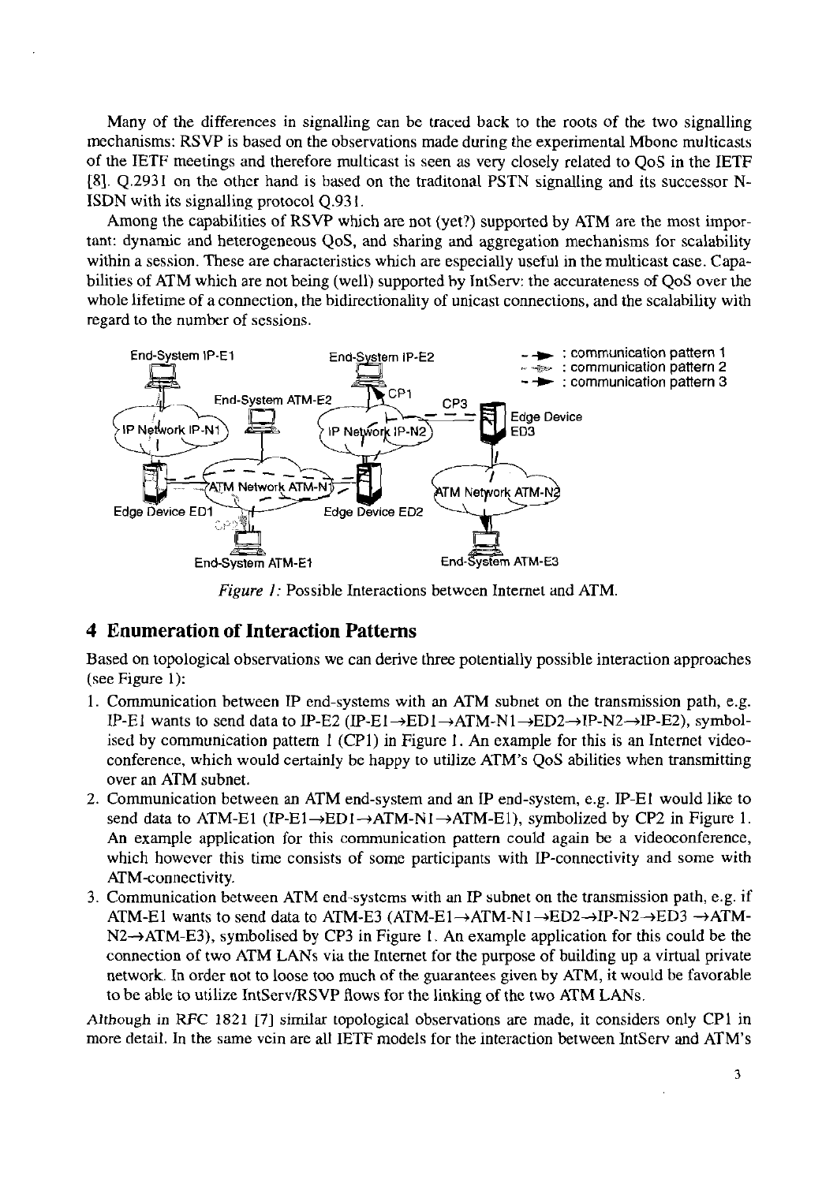Many of the differences in signalling can be traced back to the roots of the two signalling mechanisms: RSVP is based on the observations made during the experimental Mbone multicasts of the IETF meetings and therefore multicast is seen as very closely related to QoS in the IETF [8]. Q.2931 on the other hand is based on the traditonal PSTN signalling and its successor N-ISDN with its signalling protocol Q.931.

Among the capabilities of RSVP which are not (yet?) supported by ATM are the most important: dynamic and heterogeneous QoS, and sharing and aggregation mechanisms for scalability within a session. These are characteristics which are especially useful in the multicast case. Capabilities of ATM which are not being (well) supported by IntServ: the accurateness of QoS over the whole lifetime of a connection, the bidirectionality of unicast connections, and the scalability with regard to the number of sessions.

*Figure 1:* Possible Interactions between Internet and ATM.

## 4 Enumeration of Interaction Patterns

Based on topological observations we can derive three potentially possible interaction approaches (see Figure 1):

1. Communication between IP end-systems with an ATM subnet on the transmission path, e.g. IP-E1 wants to send data to IP-E2 (IP-E1→ED1→ATM-N1→ED2→IP-N2→IP-E2), symbolised by communication pattern 1 (CP1) in Figure 1. An example for this is an Internet videoconference, which would certainly be happy to utilize ATM's QoS abilities when transmitting over an ATM subnet.
2. Communication between an ATM end-system and an IP end-system, e.g. IP-E1 would like to send data to ATM-E1 (IP-E1→ED1→ATM-N1→ATM-E1), symbolized by CP2 in Figure 1. An example application for this communication pattern could again be a videoconference, which however this time consists of some participants with IP-connectivity and some with ATM-connectivity.
3. Communication between ATM end-systems with an IP subnet on the transmission path, e.g. if ATM-E1 wants to send data to ATM-E3 (ATM-E1→ATM-N1→ED2→IP-N2→ED3 →ATM-N2→ATM-E3), symbolised by CP3 in Figure 1. An example application for this could be the connection of two ATM LANs via the Internet for the purpose of building up a virtual private network. In order not to loose too much of the guarantees given by ATM, it would be favorable to be able to utilize IntServ/RSVP flows for the linking of the two ATM LANs.

Although in RFC 1821 [7] similar topological observations are made, it considers only CP1 in more detail. In the same vein are all IETF models for the interaction between IntServ and ATM's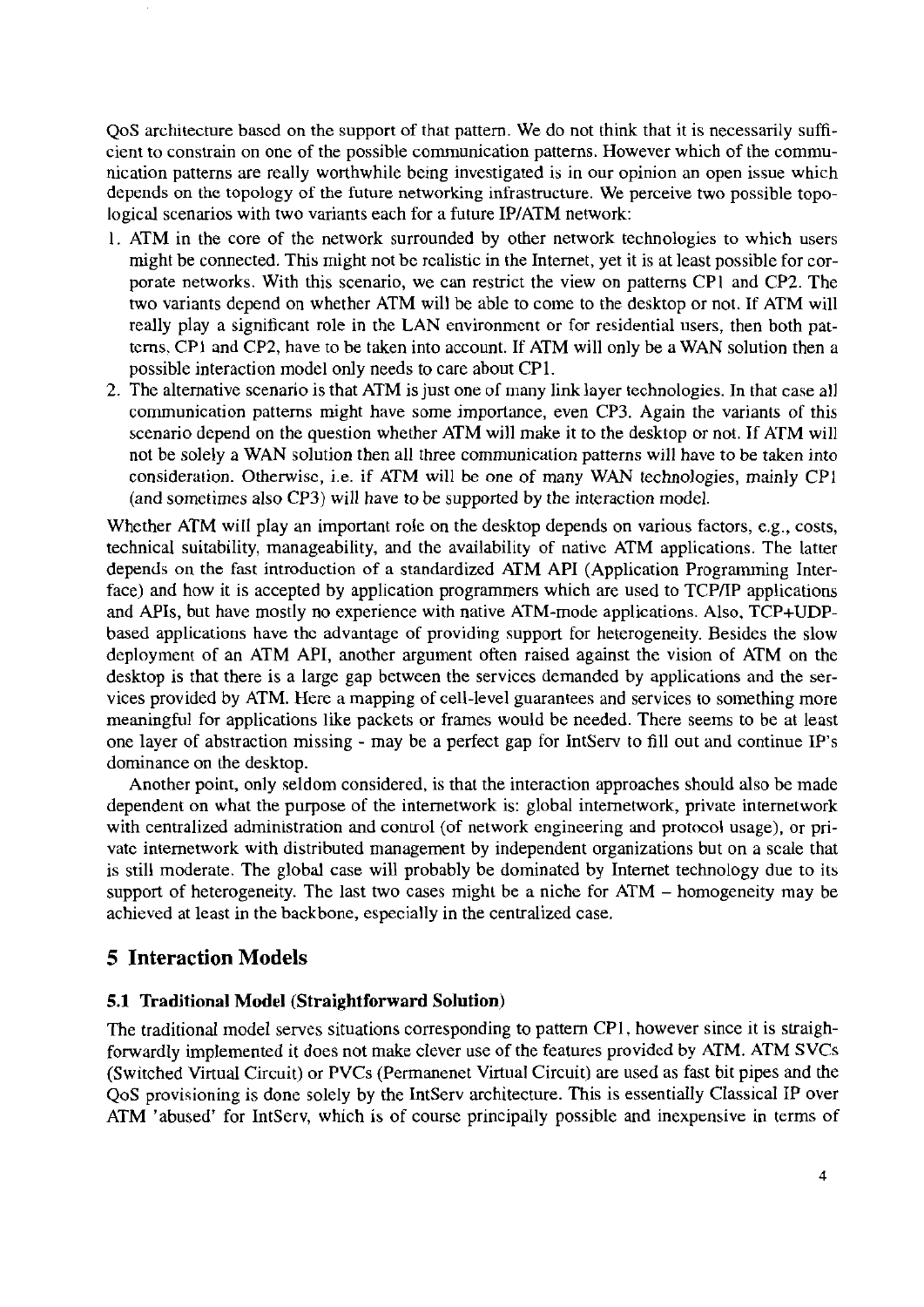QoS architecture based on the support of that pattern. We do not think that it is necessarily sufficient to constrain on one of the possible communication patterns. However which of the communication patterns are really worthwhile being investigated is in our opinion an open issue which depends on the topology of the future networking infrastructure. We perceive two possible topological scenarios with two variants each for a future IP/ATM network:

1. ATM in the core of the network surrounded by other network technologies to which users might be connected. This might not be realistic in the Internet, yet it is at least possible for corporate networks. With this scenario, we can restrict the view on patterns CP1 and CP2. The two variants depend on whether ATM will be able to come to the desktop or not. If ATM will really play a significant role in the LAN environment or for residential users, then both patterns, CP1 and CP2, have to be taken into account. If ATM will only be a WAN solution then a possible interaction model only needs to care about CP1.
2. The alternative scenario is that ATM is just one of many link layer technologies. In that case all communication patterns might have some importance, even CP3. Again the variants of this scenario depend on the question whether ATM will make it to the desktop or not. If ATM will not be solely a WAN solution then all three communication patterns will have to be taken into consideration. Otherwise, i.e. if ATM will be one of many WAN technologies, mainly CP1 (and sometimes also CP3) will have to be supported by the interaction model.

Whether ATM will play an important role on the desktop depends on various factors, e.g., costs, technical suitability, manageability, and the availability of native ATM applications. The latter depends on the fast introduction of a standardized ATM API (Application Programming Interface) and how it is accepted by application programmers which are used to TCP/IP applications and APIs, but have mostly no experience with native ATM-mode applications. Also, TCP+UDP-based applications have the advantage of providing support for heterogeneity. Besides the slow deployment of an ATM API, another argument often raised against the vision of ATM on the desktop is that there is a large gap between the services demanded by applications and the services provided by ATM. Here a mapping of cell-level guarantees and services to something more meaningful for applications like packets or frames would be needed. There seems to be at least one layer of abstraction missing - may be a perfect gap for IntServ to fill out and continue IP's dominance on the desktop.

Another point, only seldom considered, is that the interaction approaches should also be made dependent on what the purpose of the internetwork is: global internetwork, private internetwork with centralized administration and control (of network engineering and protocol usage), or private internetwork with distributed management by independent organizations but on a scale that is still moderate. The global case will probably be dominated by Internet technology due to its support of heterogeneity. The last two cases might be a niche for ATM – homogeneity may be achieved at least in the backbone, especially in the centralized case.

## 5 Interaction Models

### 5.1 Traditional Model (Straightforward Solution)

The traditional model serves situations corresponding to pattern CP1, however since it is straighforwardly implemented it does not make clever use of the features provided by ATM. ATM SVCs (Switched Virtual Circuit) or PVCs (Permanenet Virtual Circuit) are used as fast bit pipes and the QoS provisioning is done solely by the IntServ architecture. This is essentially Classical IP over ATM 'abused' for IntServ, which is of course principally possible and inexpensive in terms of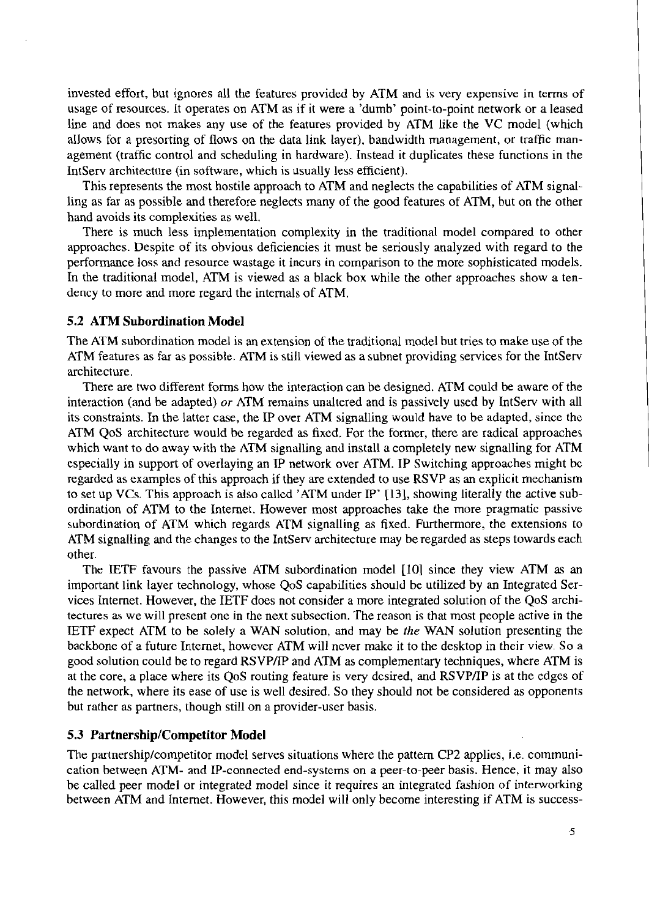invested effort, but ignores all the features provided by ATM and is very expensive in terms of usage of resources. It operates on ATM as if it were a 'dumb' point-to-point network or a leased line and does not makes any use of the features provided by ATM like the VC model (which allows for a presorting of flows on the data link layer), bandwidth management, or traffic management (traffic control and scheduling in hardware). Instead it duplicates these functions in the IntServ architecture (in software, which is usually less efficient).

This represents the most hostile approach to ATM and neglects the capabilities of ATM signalling as far as possible and therefore neglects many of the good features of ATM, but on the other hand avoids its complexities as well.

There is much less implementation complexity in the traditional model compared to other approaches. Despite of its obvious deficiencies it must be seriously analyzed with regard to the performance loss and resource wastage it incurs in comparison to the more sophisticated models. In the traditional model, ATM is viewed as a black box while the other approaches show a tendency to more and more regard the internals of ATM.

### 5.2 ATM Subordination Model

The ATM subordination model is an extension of the traditional model but tries to make use of the ATM features as far as possible. ATM is still viewed as a subnet providing services for the IntServ architecture.

There are two different forms how the interaction can be designed. ATM could be aware of the interaction (and be adapted) *or* ATM remains unaltered and is passively used by IntServ with all its constraints. In the latter case, the IP over ATM signalling would have to be adapted, since the ATM QoS architecture would be regarded as fixed. For the former, there are radical approaches which want to do away with the ATM signalling and install a completely new signalling for ATM especially in support of overlaying an IP network over ATM. IP Switching approaches might be regarded as examples of this approach if they are extended to use RSVP as an explicit mechanism to set up VCs. This approach is also called 'ATM under IP' [13], showing literally the active subordination of ATM to the Internet. However most approaches take the more pragmatic passive subordination of ATM which regards ATM signalling as fixed. Furthermore, the extensions to ATM signalling and the changes to the IntServ architecture may be regarded as steps towards each other.

The IETF favours the passive ATM subordination model [10] since they view ATM as an important link layer technology, whose QoS capabilities should be utilized by an Integrated Services Internet. However, the IETF does not consider a more integrated solution of the QoS architectures as we will present one in the next subsection. The reason is that most people active in the IETF expect ATM to be solely a WAN solution, and may be *the* WAN solution presenting the backbone of a future Internet, however ATM will never make it to the desktop in their view. So a good solution could be to regard RSVP/IP and ATM as complementary techniques, where ATM is at the core, a place where its QoS routing feature is very desired, and RSVP/IP is at the edges of the network, where its ease of use is well desired. So they should not be considered as opponents but rather as partners, though still on a provider-user basis.

### 5.3 Partnership/Competitor Model

The partnership/competitor model serves situations where the pattern CP2 applies, i.e. communication between ATM- and IP-connected end-systems on a peer-to-peer basis. Hence, it may also be called peer model or integrated model since it requires an integrated fashion of interworking between ATM and Internet. However, this model will only become interesting if ATM is success-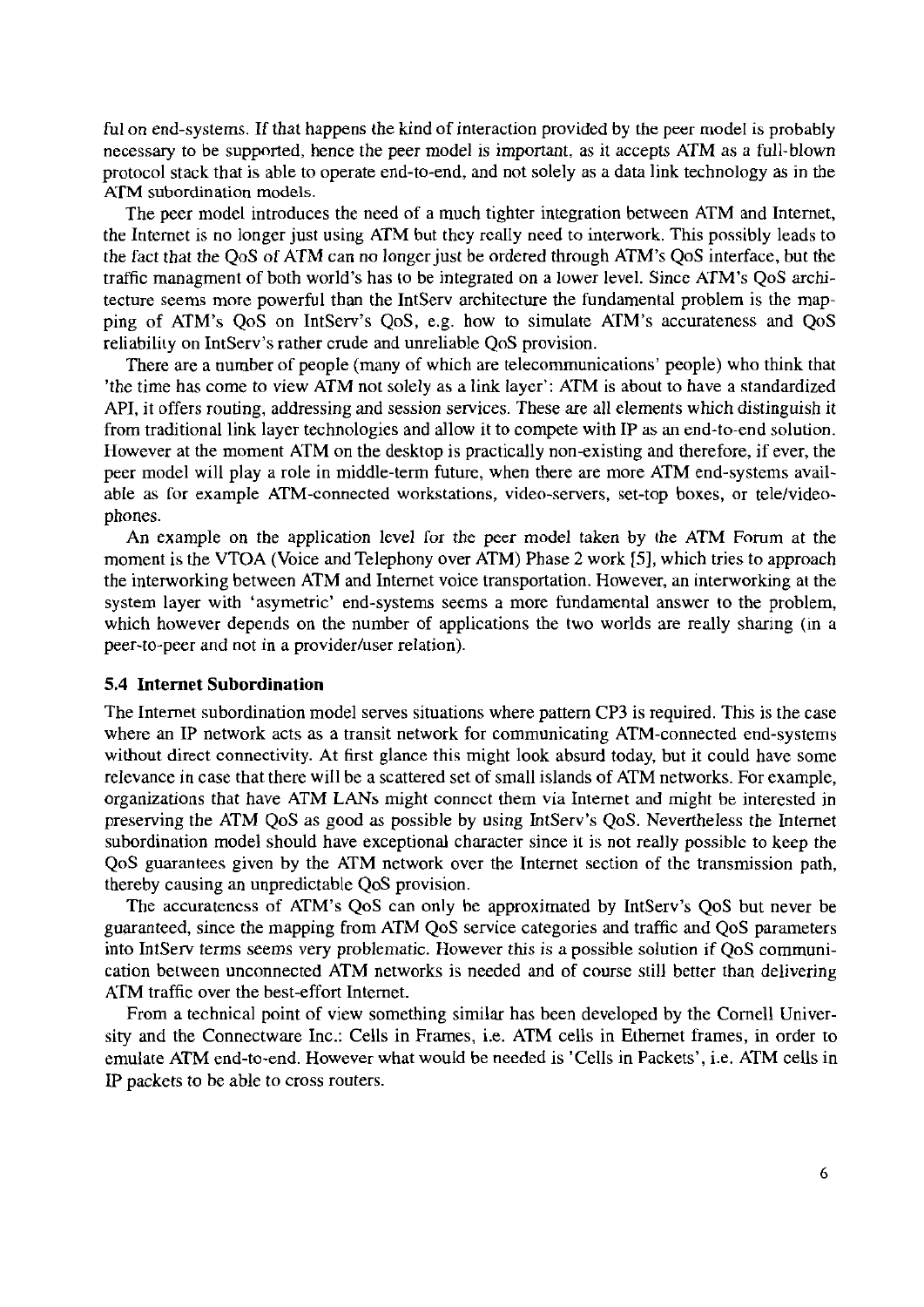ful on end-systems. If that happens the kind of interaction provided by the peer model is probably necessary to be supported, hence the peer model is important, as it accepts ATM as a full-blown protocol stack that is able to operate end-to-end, and not solely as a data link technology as in the ATM subordination models.

The peer model introduces the need of a much tighter integration between ATM and Internet, the Internet is no longer just using ATM but they really need to interwork. This possibly leads to the fact that the QoS of ATM can no longer just be ordered through ATM's QoS interface, but the traffic managment of both world's has to be integrated on a lower level. Since ATM's QoS architecture seems more powerful than the IntServ architecture the fundamental problem is the mapping of ATM's QoS on IntServ's QoS, e.g. how to simulate ATM's accurateness and QoS reliability on IntServ's rather crude and unreliable QoS provision.

There are a number of people (many of which are telecommunications' people) who think that 'the time has come to view ATM not solely as a link layer': ATM is about to have a standardized API, it offers routing, addressing and session services. These are all elements which distinguish it from traditional link layer technologies and allow it to compete with IP as an end-to-end solution. However at the moment ATM on the desktop is practically non-existing and therefore, if ever, the peer model will play a role in middle-term future, when there are more ATM end-systems available as for example ATM-connected workstations, video-servers, set-top boxes, or tele/videophones.

An example on the application level for the peer model taken by the ATM Forum at the moment is the VTOA (Voice and Telephony over ATM) Phase 2 work [5], which tries to approach the interworking between ATM and Internet voice transportation. However, an interworking at the system layer with 'asymetric' end-systems seems a more fundamental answer to the problem, which however depends on the number of applications the two worlds are really sharing (in a peer-to-peer and not in a provider/user relation).

### 5.4 Internet Subordination

The Internet subordination model serves situations where pattern CP3 is required. This is the case where an IP network acts as a transit network for communicating ATM-connected end-systems without direct connectivity. At first glance this might look absurd today, but it could have some relevance in case that there will be a scattered set of small islands of ATM networks. For example, organizations that have ATM LANs might connect them via Internet and might be interested in preserving the ATM QoS as good as possible by using IntServ's QoS. Nevertheless the Internet subordination model should have exceptional character since it is not really possible to keep the QoS guarantees given by the ATM network over the Internet section of the transmission path, thereby causing an unpredictable QoS provision.

The accurateness of ATM's QoS can only be approximated by IntServ's QoS but never be guaranteed, since the mapping from ATM QoS service categories and traffic and QoS parameters into IntServ terms seems very problematic. However this is a possible solution if QoS communication between unconnected ATM networks is needed and of course still better than delivering ATM traffic over the best-effort Internet.

From a technical point of view something similar has been developed by the Cornell University and the Connectware Inc.: Cells in Frames, i.e. ATM cells in Ethernet frames, in order to emulate ATM end-to-end. However what would be needed is 'Cells in Packets', i.e. ATM cells in IP packets to be able to cross routers.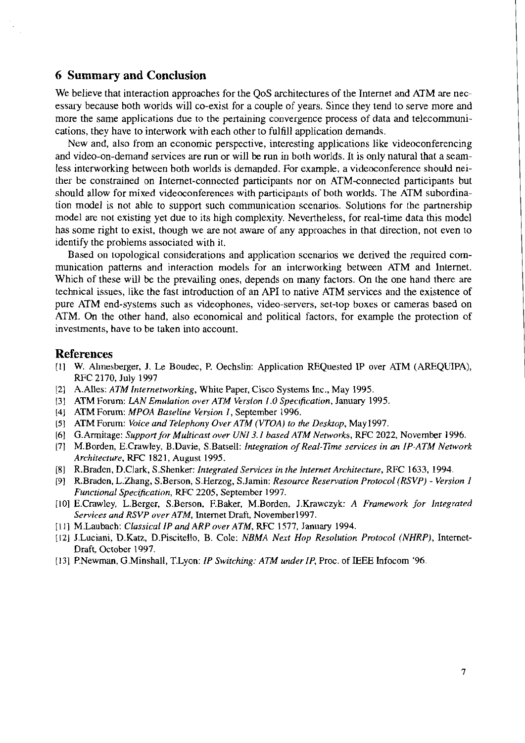## 6 Summary and Conclusion

We believe that interaction approaches for the QoS architectures of the Internet and ATM are necessary because both worlds will co-exist for a couple of years. Since they tend to serve more and more the same applications due to the pertaining convergence process of data and telecommunications, they have to interwork with each other to fulfill application demands.

New and, also from an economic perspective, interesting applications like videoconferencing and video-on-demand services are run or will be run in both worlds. It is only natural that a seamless interworking between both worlds is demanded. For example, a videoconference should neither be constrained on Internet-connected participants nor on ATM-connected participants but should allow for mixed videoconferences with participants of both worlds. The ATM subordination model is not able to support such communication scenarios. Solutions for the partnership model are not existing yet due to its high complexity. Nevertheless, for real-time data this model has some right to exist, though we are not aware of any approaches in that direction, not even to identify the problems associated with it.

Based on topological considerations and application scenarios we derived the required communication patterns and interaction models for an interworking between ATM and Internet. Which of these will be the prevailing ones, depends on many factors. On the one hand there are technical issues, like the fast introduction of an API to native ATM services and the existence of pure ATM end-systems such as videophones, video-servers, set-top boxes or cameras based on ATM. On the other hand, also economical and political factors, for example the protection of investments, have to be taken into account.

## References

[1] W. Almesberger, J. Le Boudec, P. Oechslin: Application REQuested IP over ATM (AREQUIPA), RFC 2170, July 1997

[2] A.Alles: *ATM Internetworking*, White Paper, Cisco Systems Inc., May 1995.

[3] ATM Forum: *LAN Emulation over ATM Version 1.0 Specification*, January 1995.

[4] ATM Forum: *MPOA Baseline Version 1*, September 1996.

[5] ATM Forum: *Voice and Telephony Over ATM (VTOA) to the Desktop*, May1997.

[6] G.Armitage: *Support for Multicast over UNI 3.1 based ATM Networks*, RFC 2022, November 1996.

[7] M.Borden, E.Crawley, B.Davie, S.Batsell: *Integration of Real-Time services in an IP-ATM Network Architecture*, RFC 1821, August 1995.

[8] R.Braden, D.Clark, S.Shenker: *Integrated Services in the Internet Architecture*, RFC 1633, 1994.

[9] R.Braden, L.Zhang, S.Berson, S.Herzog, S.Jamin: *Resource Reservation Protocol (RSVP) - Version 1 Functional Specification*, RFC 2205, September 1997.

[10] E.Crawley, L.Berger, S.Berson, F.Baker, M.Borden, J.Krawczyk: *A Framework for Integrated Services and RSVP over ATM*, Internet Draft, November1997.

[11] M.Laubach: *Classical IP and ARP over ATM*, RFC 1577, January 1994.

[12] J.Luciani, D.Katz, D.Piscitello, B. Cole: *NBMA Next Hop Resolution Protocol (NHRP)*, Internet-Draft, October 1997.

[13] P.Newman, G.Minshall, T.Lyon: *IP Switching: ATM under IP*, Proc. of IEEE Infocom '96.